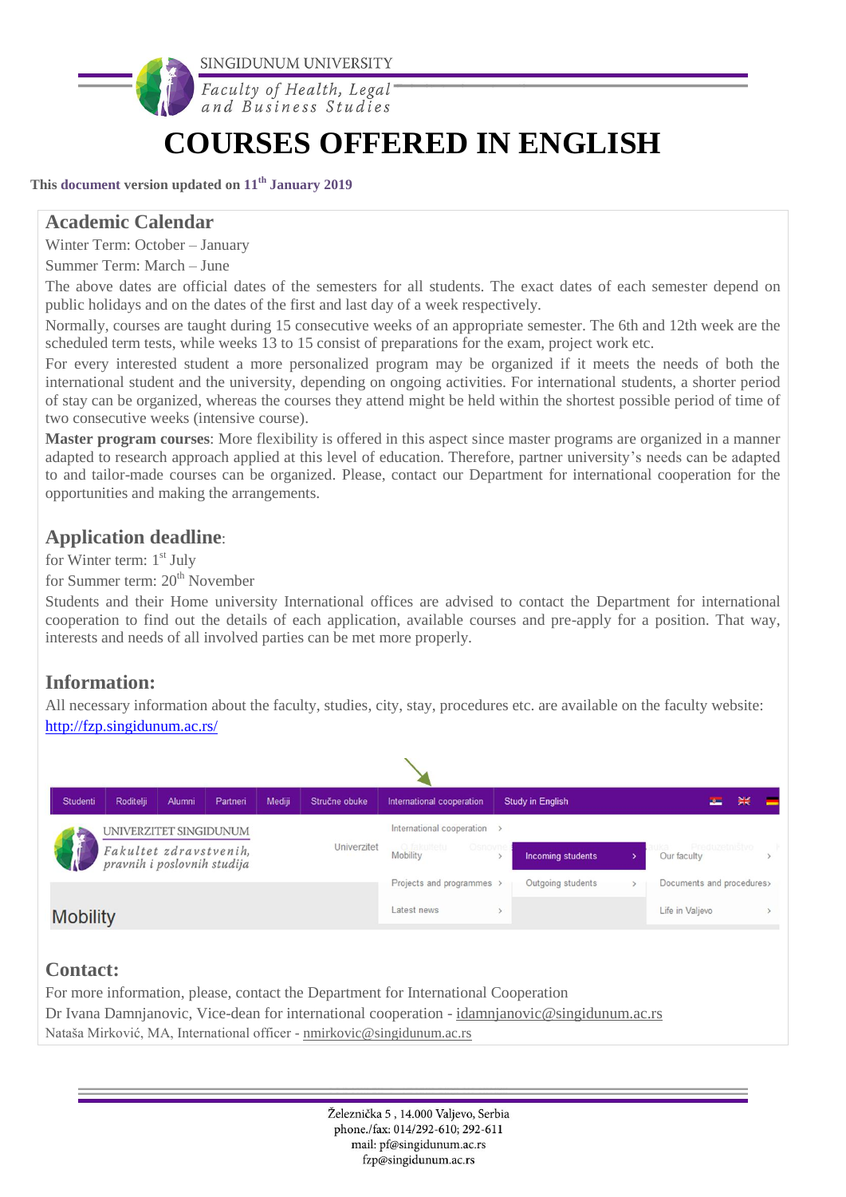SINGIDUNUM UNIVERSITY

*Faculty of Health, Legal and Business Studies*

# COURSES OFFERED IN ENGLISH

**This document version updated on 11th January 2019**

## Academic Calendar

Winter Term: October – January

Summer Term: March – June

The above dates are official dates of the semesters for all students. The exact dates of each semester depend on public holidays and on the dates of the first and last day of a week respectively.

Normally, courses are taught during 15 consecutive weeks of an appropriate semester. The 6th and 12th week are the scheduled term tests, while weeks 13 to 15 consist of preparations for the exam, project work etc.

For every interested student a more personalized program may be organized if it meets the needs of both the international student and the university, depending on ongoing activities. For international students, a shorter period of stay can be organized, whereas the courses they attend might be held within the shortest possible period of time of two consecutive weeks (intensive course).

**Master program courses**: More flexibility is offered in this aspect since master programs are organized in a manner adapted to research approach applied at this level of education. Therefore, partner university's needs can be adapted to and tailor-made courses can be organized. Please, contact our Department for international cooperation for the opportunities and making the arrangements.

## Application deadline:

for Winter term: 1st July

for Summer term: 20th November

Students and their Home university International offices are advised to contact the Department for international cooperation to find out the details of each application, available courses and pre-apply for a position. That way, interests and needs of all involved parties can be met more properly.

## Information:

All necessary information about the faculty, studies, city, stay, procedures etc. are available on the faculty website: http://fzp.singidunum.ac.rs/

## Contact:

For more information, please, contact the Department for International Cooperation

Dr Ivana Damnjanovic, Vice-dean for international cooperation - idamnjanovic@singidunum.ac.rs

Nataša Mirković, MA, International officer - nmirkovic@singidunum.ac.rs

Železnička 5 , 14.000 Valjevo, Serbia
phone./fax: 014/292-610; 292-611
mail: pf@singidunum.ac.rs
fzp@singidunum.ac.rs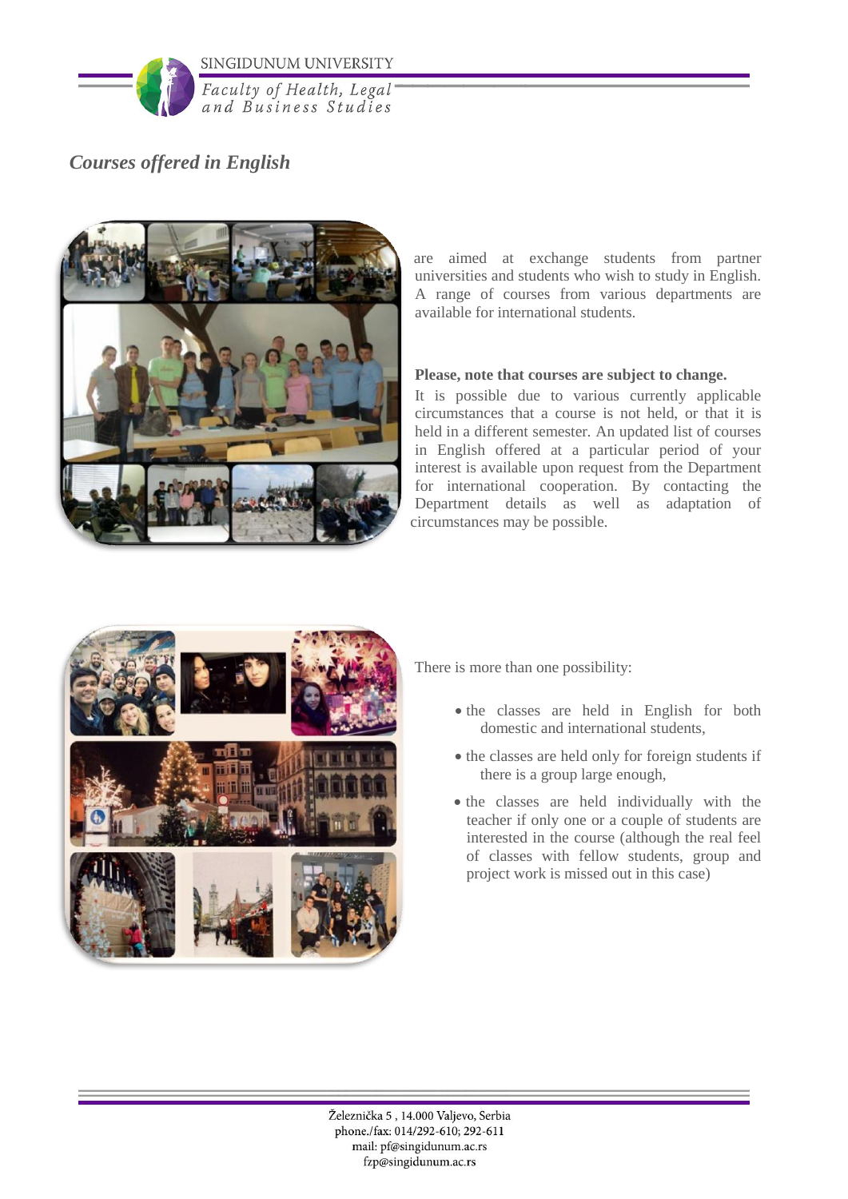## *Courses offered in English*

are aimed at exchange students from partner universities and students who wish to study in English. A range of courses from various departments are available for international students.

**Please, note that courses are subject to change.**

It is possible due to various currently applicable circumstances that a course is not held, or that it is held in a different semester. An updated list of courses in English offered at a particular period of your interest is available upon request from the Department for international cooperation. By contacting the Department details as well as adaptation of circumstances may be possible.

There is more than one possibility:

- the classes are held in English for both domestic and international students,
- the classes are held only for foreign students if there is a group large enough,
- the classes are held individually with the teacher if only one or a couple of students are interested in the course (although the real feel of classes with fellow students, group and project work is missed out in this case)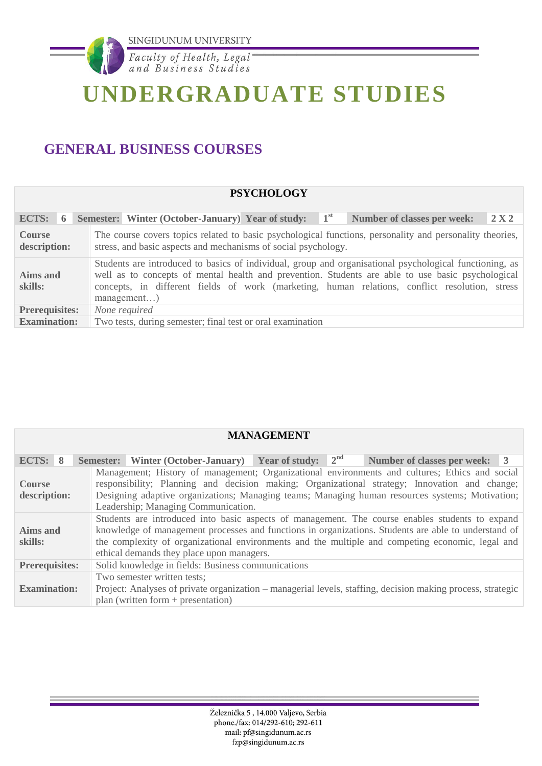# UNDERGRADUATE STUDIES

## GENERAL BUSINESS COURSES

| PSYCHOLOGY | | | | | | | | |
|---|---|---|---|---|---|---|---|---|
| **ECTS:** | **6** | **Semester:** | **Winter (October-January)** | **Year of study:** | **1st** | **Number of classes per week:** | **2 X 2** | |
| **Course description:** | The course covers topics related to basic psychological functions, personality and personality theories, stress, and basic aspects and mechanisms of social psychology. | | | | | | | |
| **Aims and skills:** | Students are introduced to basics of individual, group and organisational psychological functioning, as well as to concepts of mental health and prevention. Students are able to use basic psychological concepts, in different fields of work (marketing, human relations, conflict resolution, stress management…) | | | | | | | |
| **Prerequisites:** | *None required* | | | | | | | |
| **Examination:** | Two tests, during semester; final test or oral examination | | | | | | | |

| MANAGEMENT | | | | | | | | |
|---|---|---|---|---|---|---|---|---|
| **ECTS:** | **8** | **Semester:** | **Winter (October-January)** | **Year of study:** | **2nd** | **Number of classes per week:** | **3** | |
| **Course description:** | Management; History of management; Organizational environments and cultures; Ethics and social responsibility; Planning and decision making; Organizational strategy; Innovation and change; Designing adaptive organizations; Managing teams; Managing human resources systems; Motivation; Leadership; Managing Communication. | | | | | | | |
| **Aims and skills:** | Students are introduced into basic aspects of management. The course enables students to expand knowledge of management processes and functions in organizations. Students are able to understand of the complexity of organizational environments and the multiple and competing economic, legal and ethical demands they place upon managers. | | | | | | | |
| **Prerequisites:** | Solid knowledge in fields: Business communications | | | | | | | |
| **Examination:** | Two semester written tests;<br>Project: Analyses of private organization – managerial levels, staffing, decision making process, strategic plan (written form + presentation) | | | | | | | |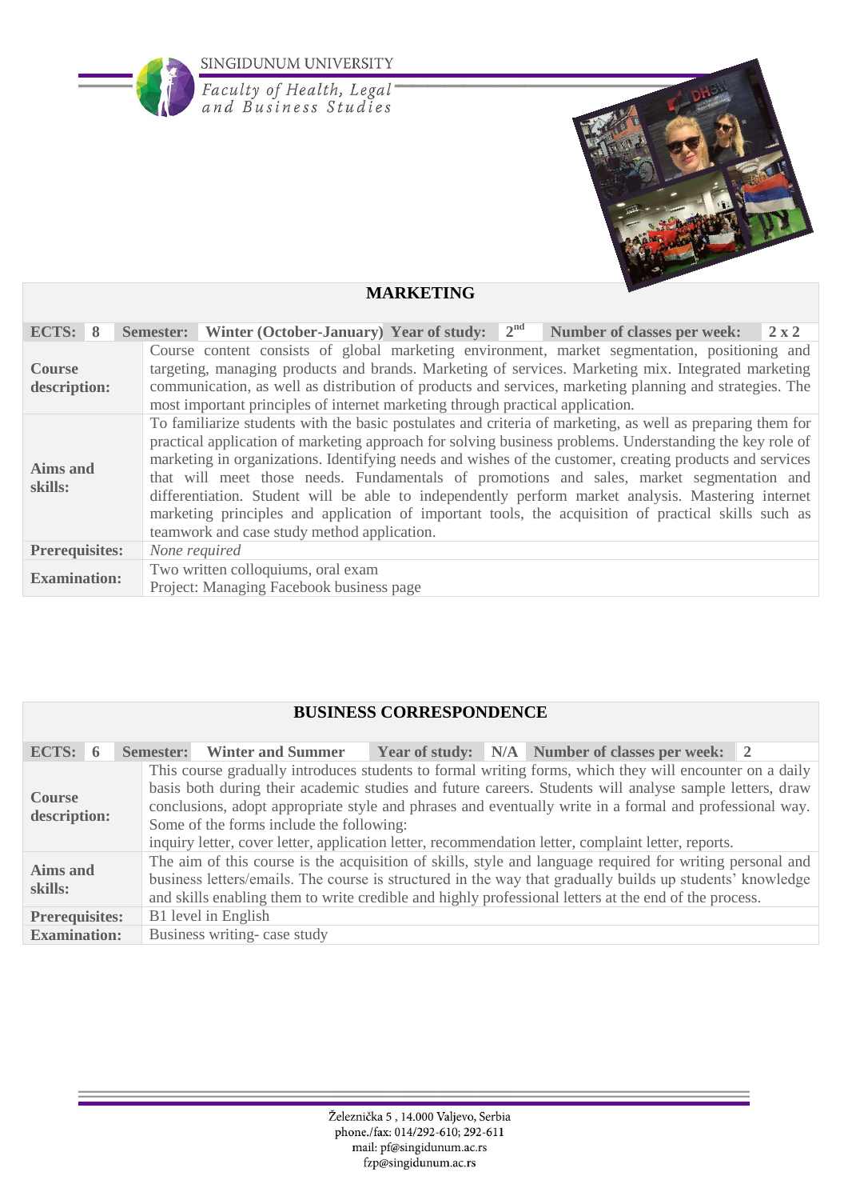## MARKETING

| ECTS: 8 | Semester: Winter (October-January) | Year of study: 2nd | Number of classes per week: 2 x 2 |
|---|---|---|---|
| **Course description:** | Course content consists of global marketing environment, market segmentation, positioning and targeting, managing products and brands. Marketing of services. Marketing mix. Integrated marketing communication, as well as distribution of products and services, marketing planning and strategies. The most important principles of internet marketing through practical application. | | |
| **Aims and skills:** | To familiarize students with the basic postulates and criteria of marketing, as well as preparing them for practical application of marketing approach for solving business problems. Understanding the key role of marketing in organizations. Identifying needs and wishes of the customer, creating products and services that will meet those needs. Fundamentals of promotions and sales, market segmentation and differentiation. Student will be able to independently perform market analysis. Mastering internet marketing principles and application of important tools, the acquisition of practical skills such as teamwork and case study method application. | | |
| **Prerequisites:** | *None required* | | |
| **Examination:** | Two written colloquiums, oral exam<br>Project: Managing Facebook business page | | |

## BUSINESS CORRESPONDENCE

| ECTS: 6 | Semester: Winter and Summer | Year of study: N/A | Number of classes per week: 2 |
|---|---|---|---|
| **Course description:** | This course gradually introduces students to formal writing forms, which they will encounter on a daily basis both during their academic studies and future careers. Students will analyse sample letters, draw conclusions, adopt appropriate style and phrases and eventually write in a formal and professional way. Some of the forms include the following:<br>inquiry letter, cover letter, application letter, recommendation letter, complaint letter, reports. | | |
| **Aims and skills:** | The aim of this course is the acquisition of skills, style and language required for writing personal and business letters/emails. The course is structured in the way that gradually builds up students' knowledge and skills enabling them to write credible and highly professional letters at the end of the process. | | |
| **Prerequisites:** | B1 level in English | | |
| **Examination:** | Business writing- case study | | |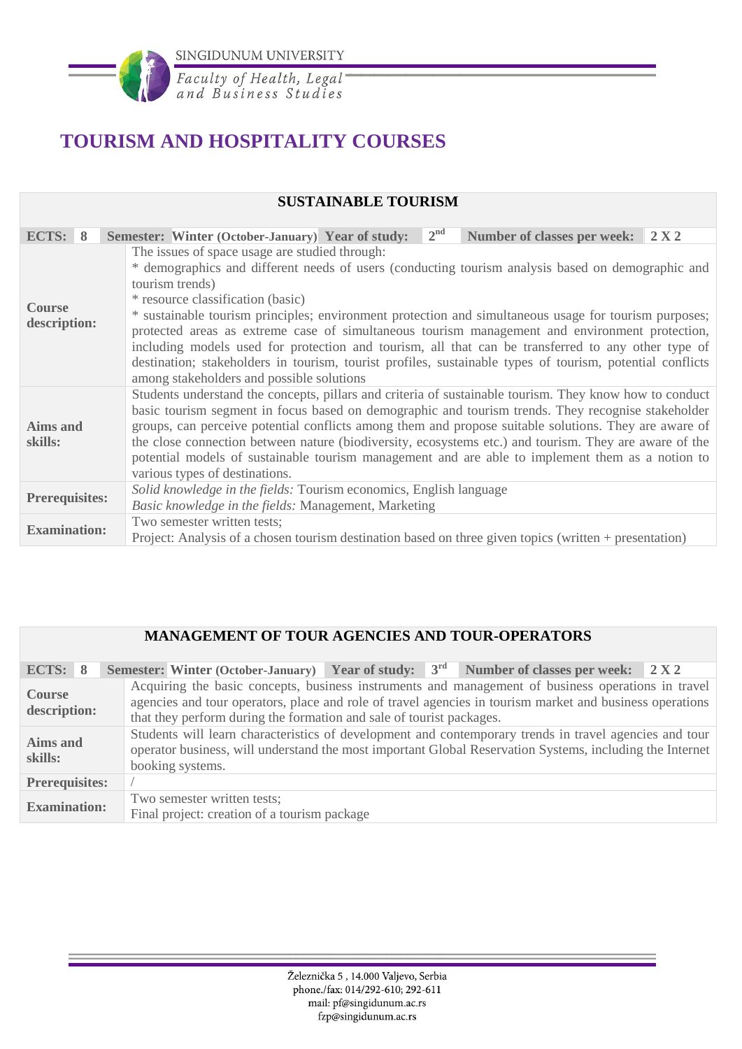# TOURISM AND HOSPITALITY COURSES

| SUSTAINABLE TOURISM | | | | | | | | |
|---|---|---|---|---|---|---|---|---|
| **ECTS:** | **8** | **Semester:** | **Winter (October-January)** | **Year of study:** | **2nd** | **Number of classes per week:** | **2 X 2** | |
| **Course description:** | The issues of space usage are studied through:<br>* demographics and different needs of users (conducting tourism analysis based on demographic and tourism trends)<br>* resource classification (basic)<br>* sustainable tourism principles; environment protection and simultaneous usage for tourism purposes; protected areas as extreme case of simultaneous tourism management and environment protection, including models used for protection and tourism, all that can be transferred to any other type of destination; stakeholders in tourism, tourist profiles, sustainable types of tourism, potential conflicts among stakeholders and possible solutions | | | | | | | |
| **Aims and skills:** | Students understand the concepts, pillars and criteria of sustainable tourism. They know how to conduct basic tourism segment in focus based on demographic and tourism trends. They recognise stakeholder groups, can perceive potential conflicts among them and propose suitable solutions. They are aware of the close connection between nature (biodiversity, ecosystems etc.) and tourism. They are aware of the potential models of sustainable tourism management and are able to implement them as a notion to various types of destinations. | | | | | | | |
| **Prerequisites:** | *Solid knowledge in the fields:* Tourism economics, English language<br>*Basic knowledge in the fields:* Management, Marketing | | | | | | | |
| **Examination:** | Two semester written tests;<br>Project: Analysis of a chosen tourism destination based on three given topics (written + presentation) | | | | | | | |

| MANAGEMENT OF TOUR AGENCIES AND TOUR-OPERATORS | | | | | | | | |
|---|---|---|---|---|---|---|---|---|
| **ECTS:** | **8** | **Semester:** | **Winter (October-January)** | **Year of study:** | **3rd** | **Number of classes per week:** | **2 X 2** | |
| **Course description:** | Acquiring the basic concepts, business instruments and management of business operations in travel agencies and tour operators, place and role of travel agencies in tourism market and business operations that they perform during the formation and sale of tourist packages. | | | | | | | |
| **Aims and skills:** | Students will learn characteristics of development and contemporary trends in travel agencies and tour operator business, will understand the most important Global Reservation Systems, including the Internet booking systems. | | | | | | | |
| **Prerequisites:** | / | | | | | | | |
| **Examination:** | Two semester written tests;<br>Final project: creation of a tourism package | | | | | | | |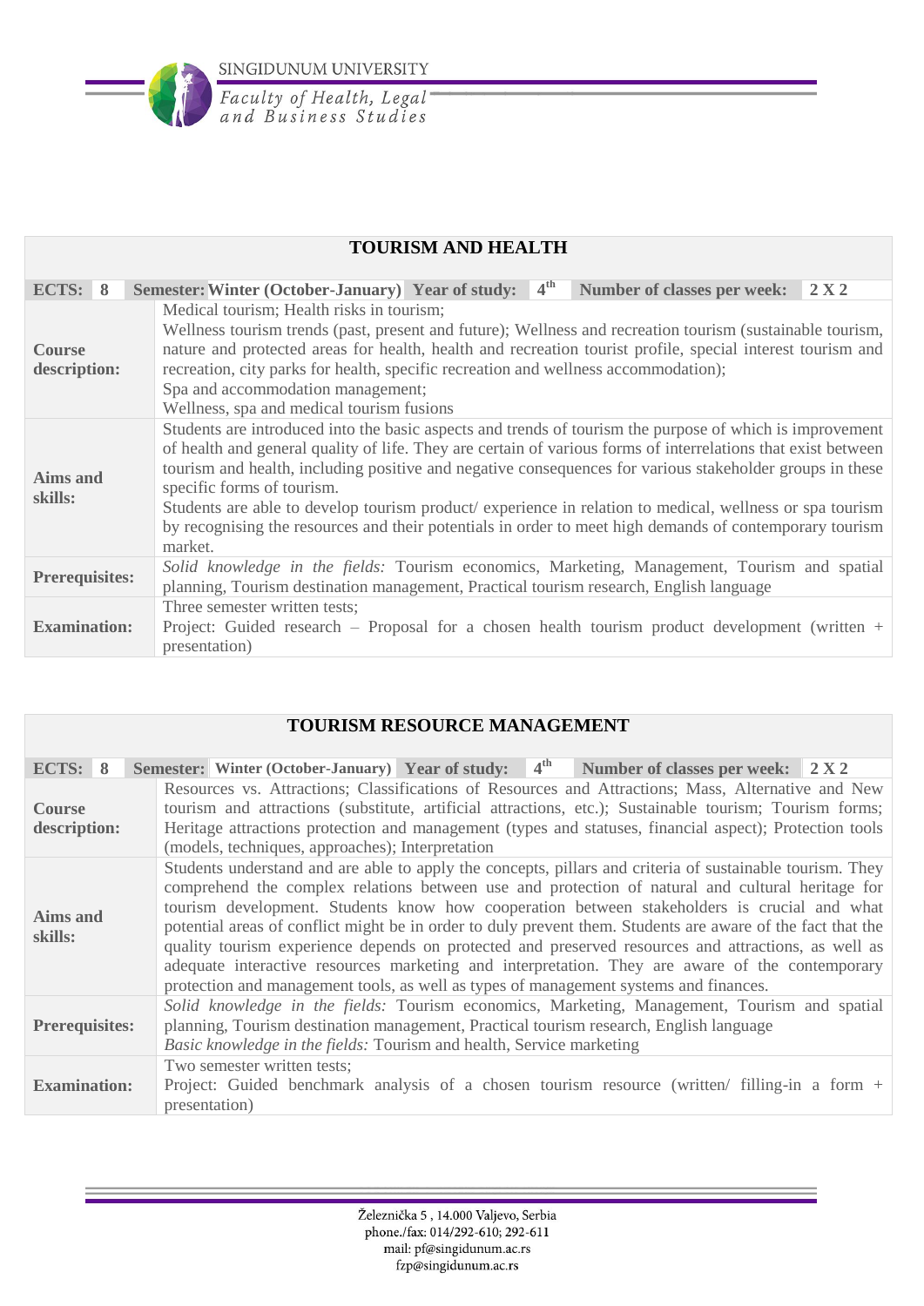## TOURISM AND HEALTH

| ECTS: 8 | Semester: Winter (October-January) | Year of study: 4th | Number of classes per week: 2 X 2 |
|---|---|---|---|
| **Course description:** | Medical tourism; Health risks in tourism;<br>Wellness tourism trends (past, present and future); Wellness and recreation tourism (sustainable tourism, nature and protected areas for health, health and recreation tourist profile, special interest tourism and recreation, city parks for health, specific recreation and wellness accommodation);<br>Spa and accommodation management;<br>Wellness, spa and medical tourism fusions | | |
| **Aims and skills:** | Students are introduced into the basic aspects and trends of tourism the purpose of which is improvement of health and general quality of life. They are certain of various forms of interrelations that exist between tourism and health, including positive and negative consequences for various stakeholder groups in these specific forms of tourism.<br>Students are able to develop tourism product/ experience in relation to medical, wellness or spa tourism by recognising the resources and their potentials in order to meet high demands of contemporary tourism market. | | |
| **Prerequisites:** | *Solid knowledge in the fields:* Tourism economics, Marketing, Management, Tourism and spatial planning, Tourism destination management, Practical tourism research, English language | | |
| **Examination:** | Three semester written tests;<br>Project: Guided research – Proposal for a chosen health tourism product development (written + presentation) | | |

## TOURISM RESOURCE MANAGEMENT

| ECTS: 8 | Semester: Winter (October-January) | Year of study: 4th | Number of classes per week: 2 X 2 |
|---|---|---|---|
| **Course description:** | Resources vs. Attractions; Classifications of Resources and Attractions; Mass, Alternative and New tourism and attractions (substitute, artificial attractions, etc.); Sustainable tourism; Tourism forms; Heritage attractions protection and management (types and statuses, financial aspect); Protection tools (models, techniques, approaches); Interpretation | | |
| **Aims and skills:** | Students understand and are able to apply the concepts, pillars and criteria of sustainable tourism. They comprehend the complex relations between use and protection of natural and cultural heritage for tourism development. Students know how cooperation between stakeholders is crucial and what potential areas of conflict might be in order to duly prevent them. Students are aware of the fact that the quality tourism experience depends on protected and preserved resources and attractions, as well as adequate interactive resources marketing and interpretation. They are aware of the contemporary protection and management tools, as well as types of management systems and finances. | | |
| **Prerequisites:** | *Solid knowledge in the fields:* Tourism economics, Marketing, Management, Tourism and spatial planning, Tourism destination management, Practical tourism research, English language<br>*Basic knowledge in the fields:* Tourism and health, Service marketing | | |
| **Examination:** | Two semester written tests;<br>Project: Guided benchmark analysis of a chosen tourism resource (written/ filling-in a form + presentation) | | |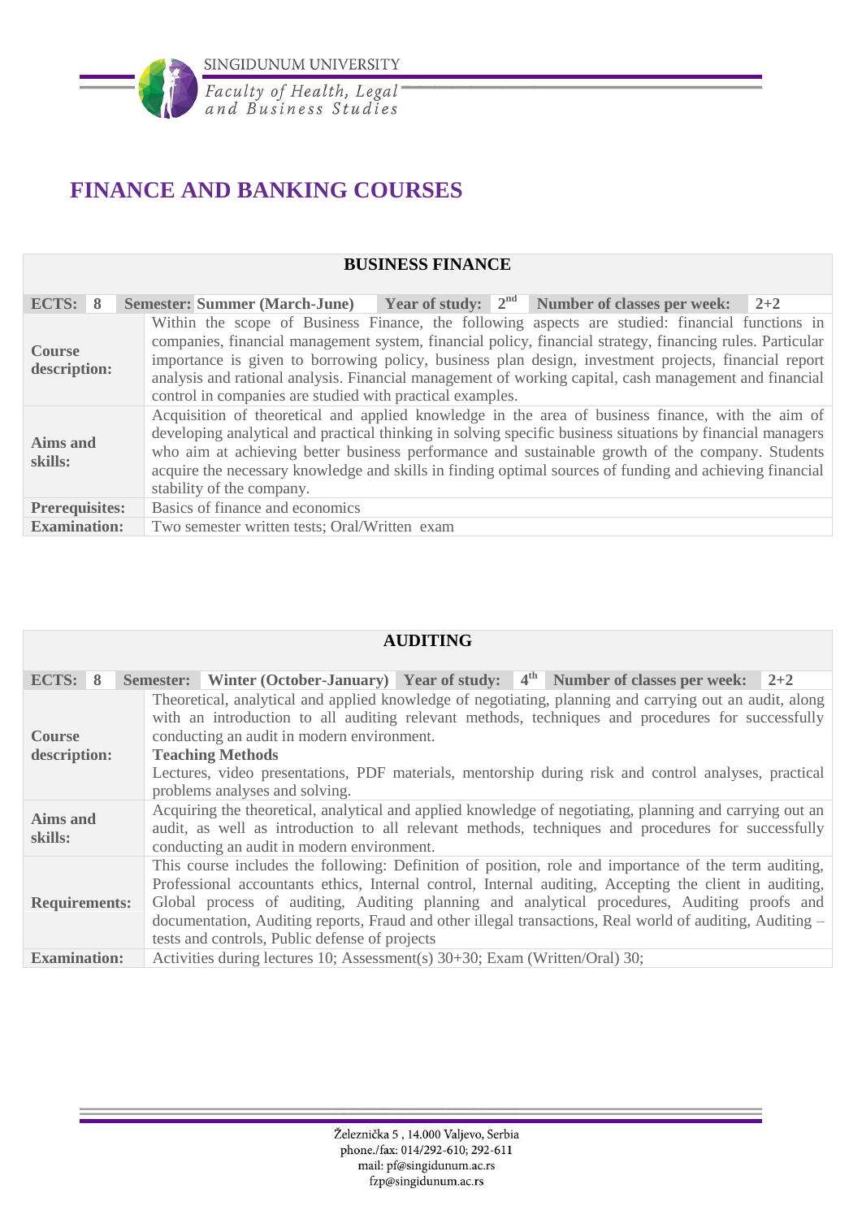# FINANCE AND BANKING COURSES

| BUSINESS FINANCE | | | | | | | |
|---|---|---|---|---|---|---|---|
| **ECTS:** | **8** | **Semester:** | **Summer (March-June)** | **Year of study:** | **2nd** | **Number of classes per week:** | **2+2** |
| **Course description:** | Within the scope of Business Finance, the following aspects are studied: financial functions in companies, financial management system, financial policy, financial strategy, financing rules. Particular importance is given to borrowing policy, business plan design, investment projects, financial report analysis and rational analysis. Financial management of working capital, cash management and financial control in companies are studied with practical examples. | | | | | | |
| **Aims and skills:** | Acquisition of theoretical and applied knowledge in the area of business finance, with the aim of developing analytical and practical thinking in solving specific business situations by financial managers who aim at achieving better business performance and sustainable growth of the company. Students acquire the necessary knowledge and skills in finding optimal sources of funding and achieving financial stability of the company. | | | | | | |
| **Prerequisites:** | Basics of finance and economics | | | | | | |
| **Examination:** | Two semester written tests; Oral/Written exam | | | | | | |

| AUDITING | | | | | | | |
|---|---|---|---|---|---|---|---|
| **ECTS:** | **8** | **Semester:** | **Winter (October-January)** | **Year of study:** | **4th** | **Number of classes per week:** | **2+2** |
| **Course description:** | Theoretical, analytical and applied knowledge of negotiating, planning and carrying out an audit, along with an introduction to all auditing relevant methods, techniques and procedures for successfully conducting an audit in modern environment.<br>**Teaching Methods**<br>Lectures, video presentations, PDF materials, mentorship during risk and control analyses, practical problems analyses and solving. | | | | | | |
| **Aims and skills:** | Acquiring the theoretical, analytical and applied knowledge of negotiating, planning and carrying out an audit, as well as introduction to all relevant methods, techniques and procedures for successfully conducting an audit in modern environment. | | | | | | |
| **Requirements:** | This course includes the following: Definition of position, role and importance of the term auditing, Professional accountants ethics, Internal control, Internal auditing, Accepting the client in auditing, Global process of auditing, Auditing planning and analytical procedures, Auditing proofs and documentation, Auditing reports, Fraud and other illegal transactions, Real world of auditing, Auditing – tests and controls, Public defense of projects | | | | | | |
| **Examination:** | Activities during lectures 10; Assessment(s) 30+30; Exam (Written/Oral) 30; | | | | | | |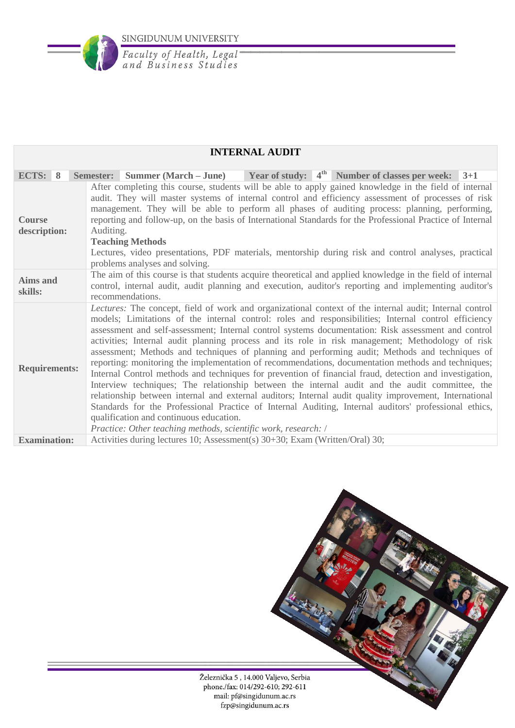# INTERNAL AUDIT

| | |
|---|---|
| **ECTS:** 8 | **Semester:** Summer (March – June) **Year of study:** 4th **Number of classes per week:** 3+1 |
| **Course description:** | After completing this course, students will be able to apply gained knowledge in the field of internal audit. They will master systems of internal control and efficiency assessment of processes of risk management. They will be able to perform all phases of auditing process: planning, performing, reporting and follow-up, on the basis of International Standards for the Professional Practice of Internal Auditing.<br>**Teaching Methods**<br>Lectures, video presentations, PDF materials, mentorship during risk and control analyses, practical problems analyses and solving. |
| **Aims and skills:** | The aim of this course is that students acquire theoretical and applied knowledge in the field of internal control, internal audit, audit planning and execution, auditor's reporting and implementing auditor's recommendations. |
| **Requirements:** | *Lectures:* The concept, field of work and organizational context of the internal audit; Internal control models; Limitations of the internal control: roles and responsibilities; Internal control efficiency assessment and self-assessment; Internal control systems documentation: Risk assessment and control activities; Internal audit planning process and its role in risk management; Methodology of risk assessment; Methods and techniques of planning and performing audit; Methods and techniques of reporting: monitoring the implementation of recommendations, documentation methods and techniques; Internal Control methods and techniques for prevention of financial fraud, detection and investigation, Interview techniques; The relationship between the internal audit and the audit committee, the relationship between internal and external auditors; Internal audit quality improvement, International Standards for the Professional Practice of Internal Auditing, Internal auditors' professional ethics, qualification and continuous education.<br>*Practice: Other teaching methods, scientific work, research:* / |
| **Examination:** | Activities during lectures 10; Assessment(s) 30+30; Exam (Written/Oral) 30; |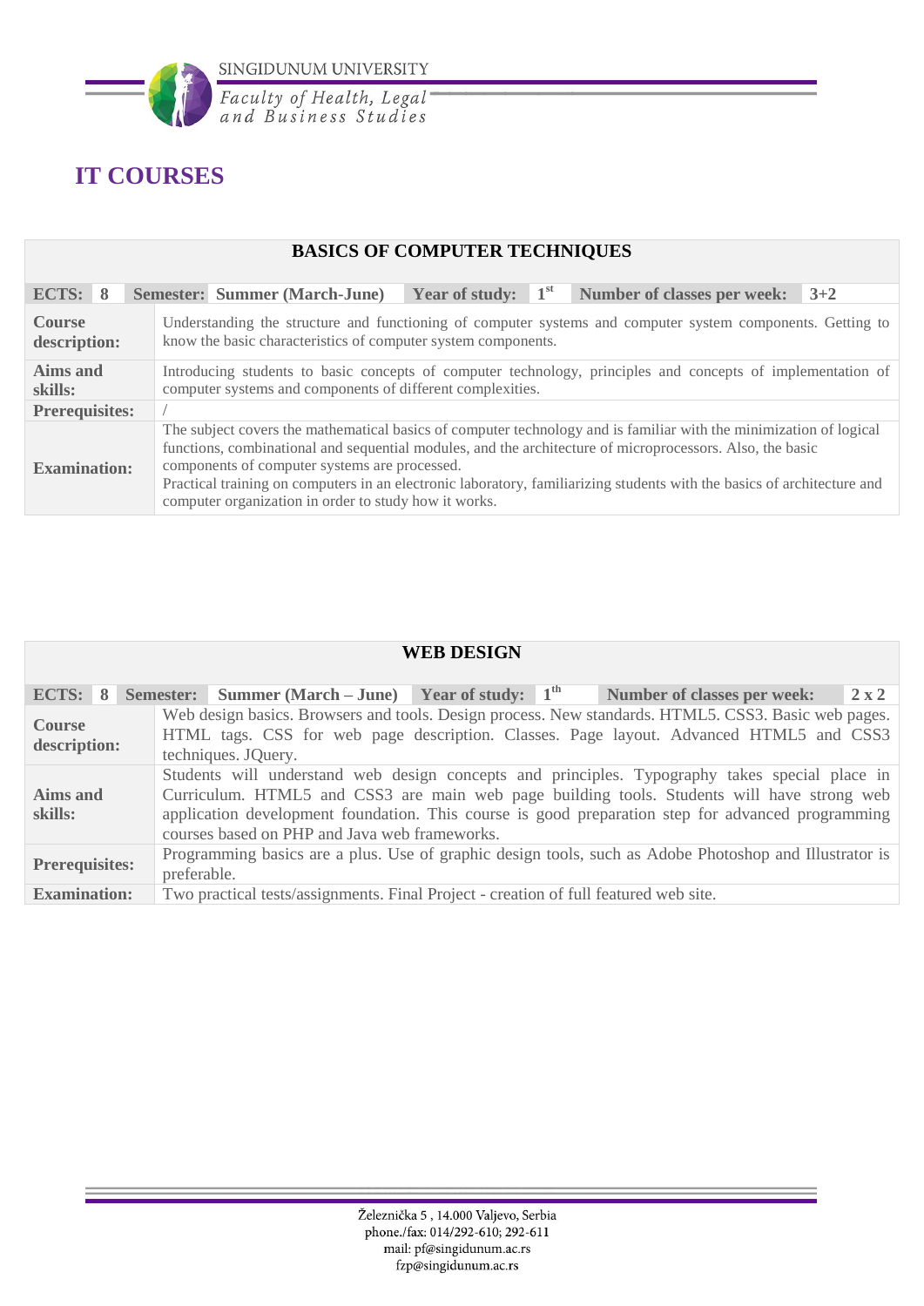# IT COURSES

| BASICS OF COMPUTER TECHNIQUES | | | | | | | |
|---|---|---|---|---|---|---|---|
| **ECTS:** | **8** | **Semester:** | **Summer (March-June)** | **Year of study:** | **1st** | **Number of classes per week:** | **3+2** |
| **Course description:** | Understanding the structure and functioning of computer systems and computer system components. Getting to know the basic characteristics of computer system components. | | | | | | |
| **Aims and skills:** | Introducing students to basic concepts of computer technology, principles and concepts of implementation of computer systems and components of different complexities. | | | | | | |
| **Prerequisites:** | / | | | | | | |
| **Examination:** | The subject covers the mathematical basics of computer technology and is familiar with the minimization of logical functions, combinational and sequential modules, and the architecture of microprocessors. Also, the basic components of computer systems are processed. Practical training on computers in an electronic laboratory, familiarizing students with the basics of architecture and computer organization in order to study how it works. | | | | | | |

| WEB DESIGN | | | | | | | |
|---|---|---|---|---|---|---|---|
| **ECTS:** | **8** | **Semester:** | **Summer (March – June)** | **Year of study:** | **1th** | **Number of classes per week:** | **2 x 2** |
| **Course description:** | Web design basics. Browsers and tools. Design process. New standards. HTML5. CSS3. Basic web pages. HTML tags. CSS for web page description. Classes. Page layout. Advanced HTML5 and CSS3 techniques. JQuery. | | | | | | |
| **Aims and skills:** | Students will understand web design concepts and principles. Typography takes special place in Curriculum. HTML5 and CSS3 are main web page building tools. Students will have strong web application development foundation. This course is good preparation step for advanced programming courses based on PHP and Java web frameworks. | | | | | | |
| **Prerequisites:** | Programming basics are a plus. Use of graphic design tools, such as Adobe Photoshop and Illustrator is preferable. | | | | | | |
| **Examination:** | Two practical tests/assignments. Final Project - creation of full featured web site. | | | | | | |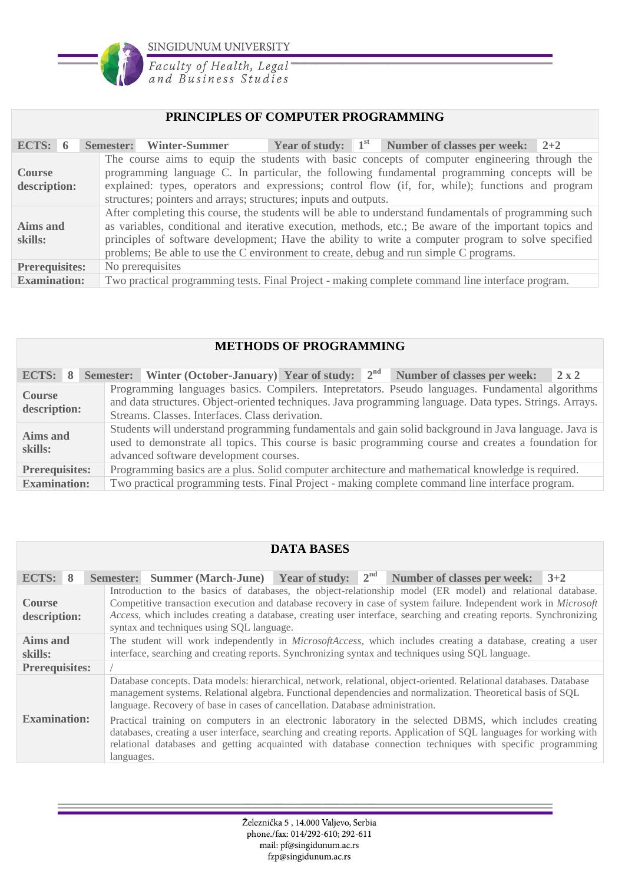## PRINCIPLES OF COMPUTER PROGRAMMING

| ECTS: 6 | Semester: Winter-Summer | Year of study: 1st | Number of classes per week: 2+2 |
|---|---|---|---|
| **Course description:** | The course aims to equip the students with basic concepts of computer engineering through the programming language C. In particular, the following fundamental programming concepts will be explained: types, operators and expressions; control flow (if, for, while); functions and program structures; pointers and arrays; structures; inputs and outputs. | | |
| **Aims and skills:** | After completing this course, the students will be able to understand fundamentals of programming such as variables, conditional and iterative execution, methods, etc.; Be aware of the important topics and principles of software development; Have the ability to write a computer program to solve specified problems; Be able to use the C environment to create, debug and run simple C programs. | | |
| **Prerequisites:** | No prerequisites | | |
| **Examination:** | Two practical programming tests. Final Project - making complete command line interface program. | | |

## METHODS OF PROGRAMMING

| ECTS: 8 | Semester: Winter (October-January) | Year of study: 2nd | Number of classes per week: 2 x 2 |
|---|---|---|---|
| **Course description:** | Programming languages basics. Compilers. Intepretators. Pseudo languages. Fundamental algorithms and data structures. Object-oriented techniques. Java programming language. Data types. Strings. Arrays. Streams. Classes. Interfaces. Class derivation. | | |
| **Aims and skills:** | Students will understand programming fundamentals and gain solid background in Java language. Java is used to demonstrate all topics. This course is basic programming course and creates a foundation for advanced software development courses. | | |
| **Prerequisites:** | Programming basics are a plus. Solid computer architecture and mathematical knowledge is required. | | |
| **Examination:** | Two practical programming tests. Final Project - making complete command line interface program. | | |

## DATA BASES

| ECTS: 8 | Semester: Summer (March-June) | Year of study: 2nd | Number of classes per week: 3+2 |
|---|---|---|---|
| **Course description:** | Introduction to the basics of databases, the object-relationship model (ER model) and relational database. Competitive transaction execution and database recovery in case of system failure. Independent work in *Microsoft Access*, which includes creating a database, creating user interface, searching and creating reports. Synchronizing syntax and techniques using SQL language. | | |
| **Aims and skills:** | The student will work independently in *MicrosoftAccess*, which includes creating a database, creating a user interface, searching and creating reports. Synchronizing syntax and techniques using SQL language. | | |
| **Prerequisites:** | / | | |
| **Examination:** | Database concepts. Data models: hierarchical, network, relational, object-oriented. Relational databases. Database management systems. Relational algebra. Functional dependencies and normalization. Theoretical basis of SQL language. Recovery of base in cases of cancellation. Database administration.<br><br>Practical training on computers in an electronic laboratory in the selected DBMS, which includes creating databases, creating a user interface, searching and creating reports. Application of SQL languages for working with relational databases and getting acquainted with database connection techniques with specific programming languages. | | |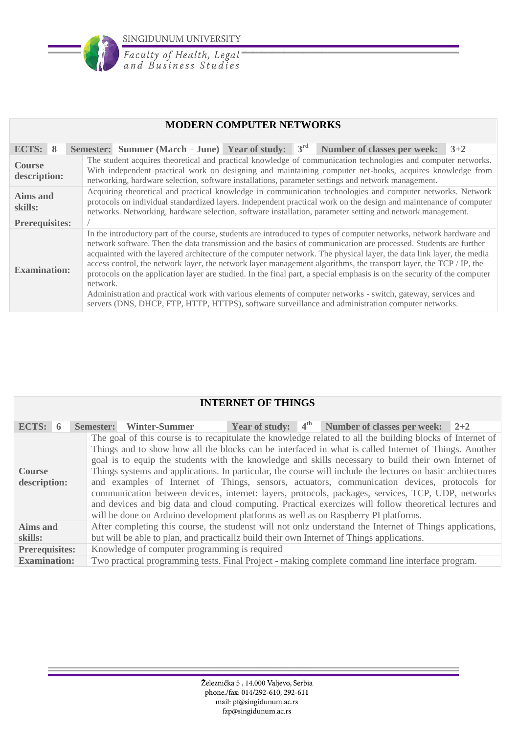## MODERN COMPUTER NETWORKS

| ECTS: 8 | Semester: Summer (March – June) | Year of study: 3rd | Number of classes per week: 3+2 |
|---|---|---|---|
| **Course description:** | The student acquires theoretical and practical knowledge of communication technologies and computer networks. With independent practical work on designing and maintaining computer net-books, acquires knowledge from networking, hardware selection, software installations, parameter settings and network management. | | |
| **Aims and skills:** | Acquiring theoretical and practical knowledge in communication technologies and computer networks. Network protocols on individual standardized layers. Independent practical work on the design and maintenance of computer networks. Networking, hardware selection, software installation, parameter setting and network management. | | |
| **Prerequisites:** | / | | |
| **Examination:** | In the introductory part of the course, students are introduced to types of computer networks, network hardware and network software. Then the data transmission and the basics of communication are processed. Students are further acquainted with the layered architecture of the computer network. The physical layer, the data link layer, the media access control, the network layer, the network layer management algorithms, the transport layer, the TCP / IP, the protocols on the application layer are studied. In the final part, a special emphasis is on the security of the computer network. Administration and practical work with various elements of computer networks - switch, gateway, services and servers (DNS, DHCP, FTP, HTTP, HTTPS), software surveillance and administration computer networks. | | |

## INTERNET OF THINGS

| ECTS: 6 | Semester: Winter-Summer | Year of study: 4th | Number of classes per week: 2+2 |
|---|---|---|---|
| **Course description:** | The goal of this course is to recapitulate the knowledge related to all the building blocks of Internet of Things and to show how all the blocks can be interfaced in what is called Internet of Things. Another goal is to equip the students with the knowledge and skills necessary to build their own Internet of Things systems and applications. In particular, the course will include the lectures on basic architectures and examples of Internet of Things, sensors, actuators, communication devices, protocols for communication between devices, internet: layers, protocols, packages, services, TCP, UDP, networks and devices and big data and cloud computing. Practical exercizes will follow theoretical lectures and will be done on Arduino development platforms as well as on Raspberry PI platforms. | | |
| **Aims and skills:** | After completing this course, the studenst will not onlz understand the Internet of Things applications, but will be able to plan, and practicallz build their own Internet of Things applications. | | |
| **Prerequisites:** | Knowledge of computer programming is required | | |
| **Examination:** | Two practical programming tests. Final Project - making complete command line interface program. | | |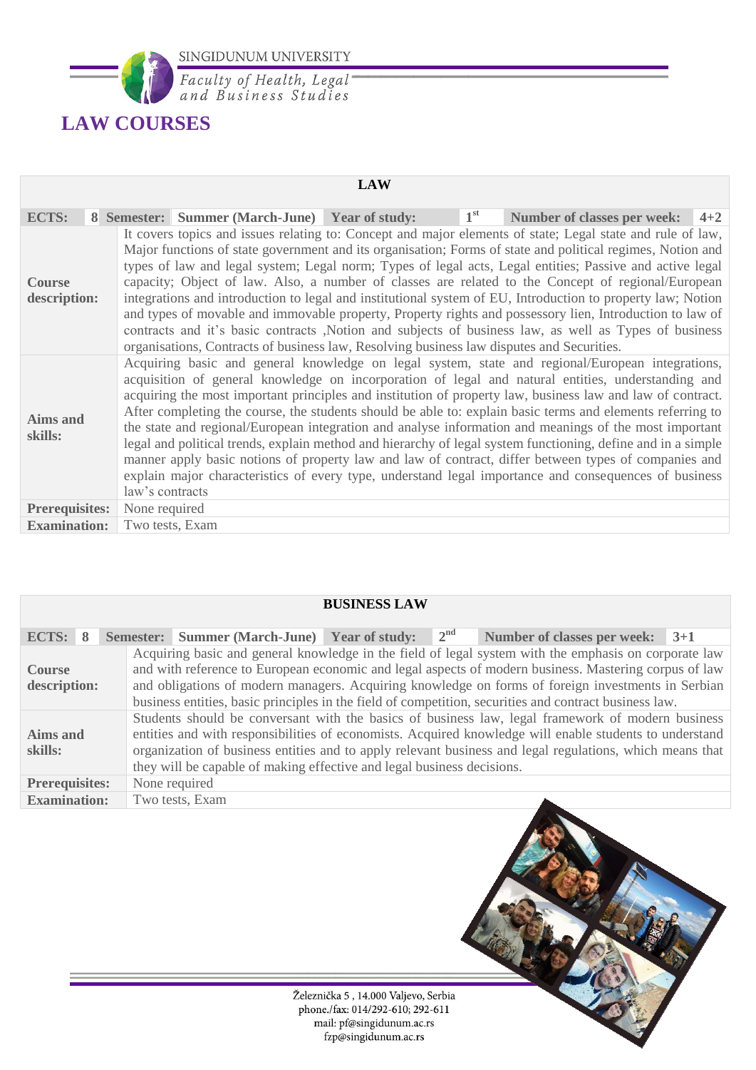# LAW COURSES

| LAW | | | | | | | | |
|---|---|---|---|---|---|---|---|---|
| **ECTS:** | **8** | **Semester:** | **Summer (March-June)** | **Year of study:** | **1st** | **Number of classes per week:** | **4+2** | |
| **Course description:** | It covers topics and issues relating to: Concept and major elements of state; Legal state and rule of law, Major functions of state government and its organisation; Forms of state and political regimes, Notion and types of law and legal system; Legal norm; Types of legal acts, Legal entities; Passive and active legal capacity; Object of law. Also, a number of classes are related to the Concept of regional/European integrations and introduction to legal and institutional system of EU, Introduction to property law; Notion and types of movable and immovable property, Property rights and possessory lien, Introduction to law of contracts and it's basic contracts ,Notion and subjects of business law, as well as Types of business organisations, Contracts of business law, Resolving business law disputes and Securities. | | | | | | | |
| **Aims and skills:** | Acquiring basic and general knowledge on legal system, state and regional/European integrations, acquisition of general knowledge on incorporation of legal and natural entities, understanding and acquiring the most important principles and institution of property law, business law and law of contract. After completing the course, the students should be able to: explain basic terms and elements referring to the state and regional/European integration and analyse information and meanings of the most important legal and political trends, explain method and hierarchy of legal system functioning, define and in a simple manner apply basic notions of property law and law of contract, differ between types of companies and explain major characteristics of every type, understand legal importance and consequences of business law's contracts | | | | | | | |
| **Prerequisites:** | None required | | | | | | | |
| **Examination:** | Two tests, Exam | | | | | | | |

| BUSINESS LAW | | | | | | | | |
|---|---|---|---|---|---|---|---|---|
| **ECTS:** | **8** | **Semester:** | **Summer (March-June)** | **Year of study:** | **2nd** | **Number of classes per week:** | **3+1** | |
| **Course description:** | Acquiring basic and general knowledge in the field of legal system with the emphasis on corporate law and with reference to European economic and legal aspects of modern business. Mastering corpus of law and obligations of modern managers. Acquiring knowledge on forms of foreign investments in Serbian business entities, basic principles in the field of competition, securities and contract business law. | | | | | | | |
| **Aims and skills:** | Students should be conversant with the basics of business law, legal framework of modern business entities and with responsibilities of economists. Acquired knowledge will enable students to understand organization of business entities and to apply relevant business and legal regulations, which means that they will be capable of making effective and legal business decisions. | | | | | | | |
| **Prerequisites:** | None required | | | | | | | |
| **Examination:** | Two tests, Exam | | | | | | | |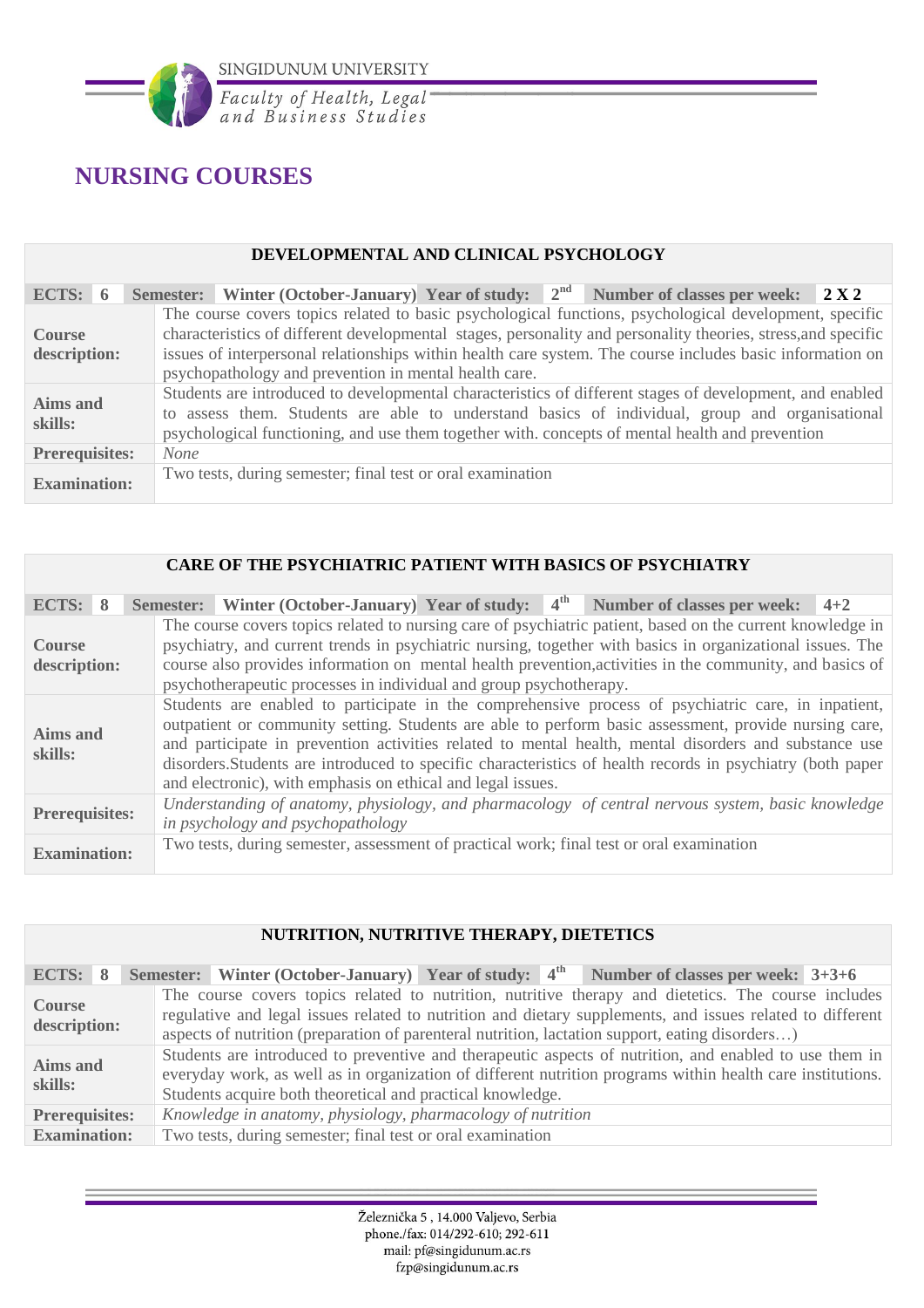# NURSING COURSES

| DEVELOPMENTAL AND CLINICAL PSYCHOLOGY | | | | | | | |
|---|---|---|---|---|---|---|---|
| **ECTS:** | **6** | **Semester:** | **Winter (October-January)** | **Year of study:** | **2nd** | **Number of classes per week:** | **2 X 2** |
| **Course description:** | The course covers topics related to basic psychological functions, psychological development, specific characteristics of different developmental stages, personality and personality theories, stress,and specific issues of interpersonal relationships within health care system. The course includes basic information on psychopathology and prevention in mental health care. | | | | | | |
| **Aims and skills:** | Students are introduced to developmental characteristics of different stages of development, and enabled to assess them. Students are able to understand basics of individual, group and organisational psychological functioning, and use them together with. concepts of mental health and prevention | | | | | | |
| **Prerequisites:** | *None* | | | | | | |
| **Examination:** | Two tests, during semester; final test or oral examination | | | | | | |

| CARE OF THE PSYCHIATRIC PATIENT WITH BASICS OF PSYCHIATRY | | | | | | | |
|---|---|---|---|---|---|---|---|
| **ECTS:** | **8** | **Semester:** | **Winter (October-January)** | **Year of study:** | **4th** | **Number of classes per week:** | **4+2** |
| **Course description:** | The course covers topics related to nursing care of psychiatric patient, based on the current knowledge in psychiatry, and current trends in psychiatric nursing, together with basics in organizational issues. The course also provides information on mental health prevention,activities in the community, and basics of psychotherapeutic processes in individual and group psychotherapy. | | | | | | |
| **Aims and skills:** | Students are enabled to participate in the comprehensive process of psychiatric care, in inpatient, outpatient or community setting. Students are able to perform basic assessment, provide nursing care, and participate in prevention activities related to mental health, mental disorders and substance use disorders.Students are introduced to specific characteristics of health records in psychiatry (both paper and electronic), with emphasis on ethical and legal issues. | | | | | | |
| **Prerequisites:** | *Understanding of anatomy, physiology, and pharmacology of central nervous system, basic knowledge in psychology and psychopathology* | | | | | | |
| **Examination:** | Two tests, during semester, assessment of practical work; final test or oral examination | | | | | | |

| NUTRITION, NUTRITIVE THERAPY, DIETETICS | | | | | | | |
|---|---|---|---|---|---|---|---|
| **ECTS:** | **8** | **Semester:** | **Winter (October-January)** | **Year of study:** | **4th** | **Number of classes per week:** | **3+3+6** |
| **Course description:** | The course covers topics related to nutrition, nutritive therapy and dietetics. The course includes regulative and legal issues related to nutrition and dietary supplements, and issues related to different aspects of nutrition (preparation of parenteral nutrition, lactation support, eating disorders…) | | | | | | |
| **Aims and skills:** | Students are introduced to preventive and therapeutic aspects of nutrition, and enabled to use them in everyday work, as well as in organization of different nutrition programs within health care institutions. Students acquire both theoretical and practical knowledge. | | | | | | |
| **Prerequisites:** | *Knowledge in anatomy, physiology, pharmacology of nutrition* | | | | | | |
| **Examination:** | Two tests, during semester; final test or oral examination | | | | | | |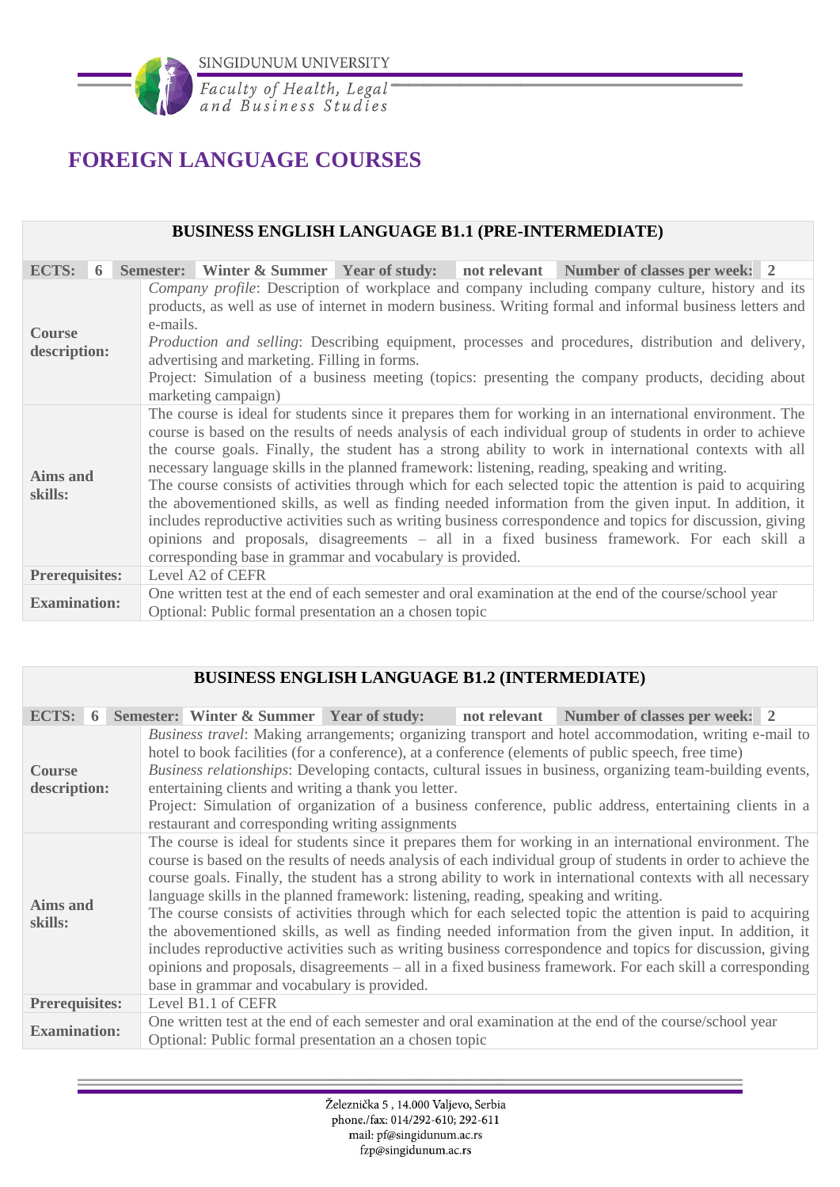# FOREIGN LANGUAGE COURSES

| BUSINESS ENGLISH LANGUAGE B1.1 (PRE-INTERMEDIATE) | | | | | | | |
|---|---|---|---|---|---|---|---|
| **ECTS:** | **6** | **Semester:** | **Winter & Summer** | **Year of study:** | **not relevant** | **Number of classes per week:** | **2** |
| **Course description:** | *Company profile*: Description of workplace and company including company culture, history and its products, as well as use of internet in modern business. Writing formal and informal business letters and e-mails.<br>*Production and selling*: Describing equipment, processes and procedures, distribution and delivery, advertising and marketing. Filling in forms.<br>Project: Simulation of a business meeting (topics: presenting the company products, deciding about marketing campaign) | | | | | | |
| **Aims and skills:** | The course is ideal for students since it prepares them for working in an international environment. The course is based on the results of needs analysis of each individual group of students in order to achieve the course goals. Finally, the student has a strong ability to work in international contexts with all necessary language skills in the planned framework: listening, reading, speaking and writing.<br>The course consists of activities through which for each selected topic the attention is paid to acquiring the abovementioned skills, as well as finding needed information from the given input. In addition, it includes reproductive activities such as writing business correspondence and topics for discussion, giving opinions and proposals, disagreements – all in a fixed business framework. For each skill a corresponding base in grammar and vocabulary is provided. | | | | | | |
| **Prerequisites:** | Level A2 of CEFR | | | | | | |
| **Examination:** | One written test at the end of each semester and oral examination at the end of the course/school year<br>Optional: Public formal presentation an a chosen topic | | | | | | |

| BUSINESS ENGLISH LANGUAGE B1.2 (INTERMEDIATE) | | | | | | | |
|---|---|---|---|---|---|---|---|
| **ECTS:** | **6** | **Semester:** | **Winter & Summer** | **Year of study:** | **not relevant** | **Number of classes per week:** | **2** |
| **Course description:** | *Business travel*: Making arrangements; organizing transport and hotel accommodation, writing e-mail to hotel to book facilities (for a conference), at a conference (elements of public speech, free time)<br>*Business relationships*: Developing contacts, cultural issues in business, organizing team-building events, entertaining clients and writing a thank you letter.<br>Project: Simulation of organization of a business conference, public address, entertaining clients in a restaurant and corresponding writing assignments | | | | | | |
| **Aims and skills:** | The course is ideal for students since it prepares them for working in an international environment. The course is based on the results of needs analysis of each individual group of students in order to achieve the course goals. Finally, the student has a strong ability to work in international contexts with all necessary language skills in the planned framework: listening, reading, speaking and writing.<br>The course consists of activities through which for each selected topic the attention is paid to acquiring the abovementioned skills, as well as finding needed information from the given input. In addition, it includes reproductive activities such as writing business correspondence and topics for discussion, giving opinions and proposals, disagreements – all in a fixed business framework. For each skill a corresponding base in grammar and vocabulary is provided. | | | | | | |
| **Prerequisites:** | Level B1.1 of CEFR | | | | | | |
| **Examination:** | One written test at the end of each semester and oral examination at the end of the course/school year<br>Optional: Public formal presentation an a chosen topic | | | | | | |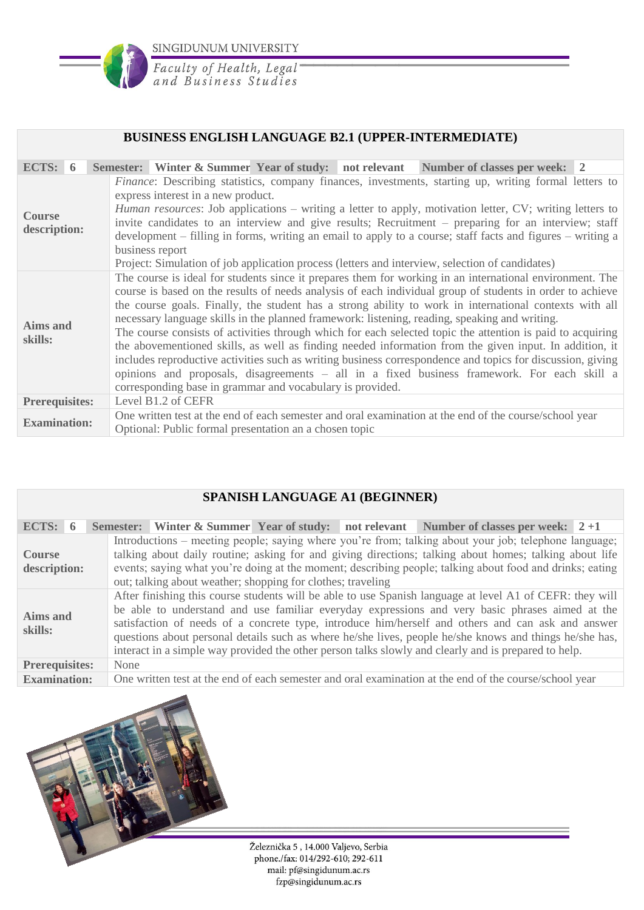## BUSINESS ENGLISH LANGUAGE B2.1 (UPPER-INTERMEDIATE)

| ECTS: 6 | Semester: Winter & Summer | Year of study: not relevant | Number of classes per week: 2 |
|---|---|---|---|
| **Course description:** | *Finance*: Describing statistics, company finances, investments, starting up, writing formal letters to express interest in a new product.<br>*Human resources*: Job applications – writing a letter to apply, motivation letter, CV; writing letters to invite candidates to an interview and give results; Recruitment – preparing for an interview; staff development – filling in forms, writing an email to apply to a course; staff facts and figures – writing a business report<br>Project: Simulation of job application process (letters and interview, selection of candidates) | | |
| **Aims and skills:** | The course is ideal for students since it prepares them for working in an international environment. The course is based on the results of needs analysis of each individual group of students in order to achieve the course goals. Finally, the student has a strong ability to work in international contexts with all necessary language skills in the planned framework: listening, reading, speaking and writing.<br>The course consists of activities through which for each selected topic the attention is paid to acquiring the abovementioned skills, as well as finding needed information from the given input. In addition, it includes reproductive activities such as writing business correspondence and topics for discussion, giving opinions and proposals, disagreements – all in a fixed business framework. For each skill a corresponding base in grammar and vocabulary is provided. | | |
| **Prerequisites:** | Level B1.2 of CEFR | | |
| **Examination:** | One written test at the end of each semester and oral examination at the end of the course/school year<br>Optional: Public formal presentation an a chosen topic | | |

## SPANISH LANGUAGE A1 (BEGINNER)

| ECTS: 6 | Semester: Winter & Summer | Year of study: not relevant | Number of classes per week: 2 +1 |
|---|---|---|---|
| **Course description:** | Introductions – meeting people; saying where you're from; talking about your job; telephone language; talking about daily routine; asking for and giving directions; talking about homes; talking about life events; saying what you're doing at the moment; describing people; talking about food and drinks; eating out; talking about weather; shopping for clothes; traveling | | |
| **Aims and skills:** | After finishing this course students will be able to use Spanish language at level A1 of CEFR: they will be able to understand and use familiar everyday expressions and very basic phrases aimed at the satisfaction of needs of a concrete type, introduce him/herself and others and can ask and answer questions about personal details such as where he/she lives, people he/she knows and things he/she has, interact in a simple way provided the other person talks slowly and clearly and is prepared to help. | | |
| **Prerequisites:** | None | | |
| **Examination:** | One written test at the end of each semester and oral examination at the end of the course/school year | | |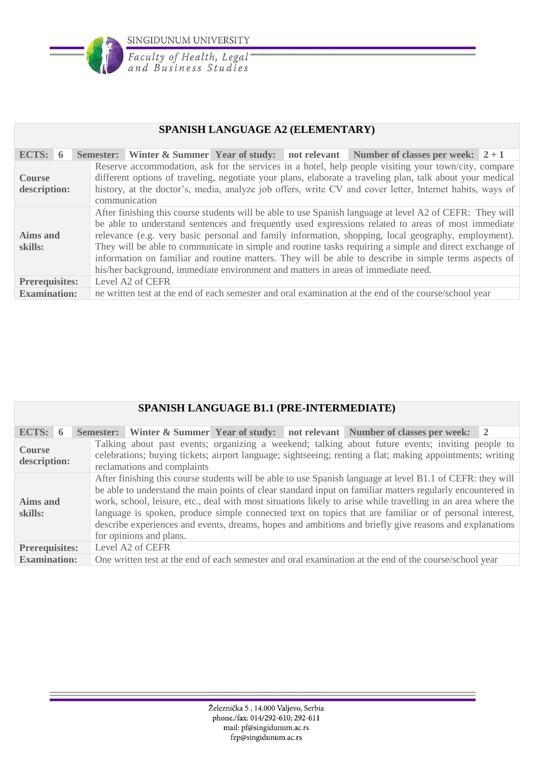## SPANISH LANGUAGE A2 (ELEMENTARY)

| ECTS: | 6 | Semester: | Winter & Summer | Year of study: | not relevant | Number of classes per week: | 2 + 1 |
|---|---|---|---|---|---|---|---|
| **Course description:** | Reserve accommodation, ask for the services in a hotel, help people visiting your town/city, compare different options of traveling, negotiate your plans, elaborate a traveling plan, talk about your medical history, at the doctor's, media, analyze job offers, write CV and cover letter, Internet habits, ways of communication | | | | | | |
| **Aims and skills:** | After finishing this course students will be able to use Spanish language at level A2 of CEFR: They will be able to understand sentences and frequently used expressions related to areas of most immediate relevance (e.g. very basic personal and family information, shopping, local geography, employment). They will be able to communicate in simple and routine tasks requiring a simple and direct exchange of information on familiar and routine matters. They will be able to describe in simple terms aspects of his/her background, immediate environment and matters in areas of immediate need. | | | | | | |
| **Prerequisites:** | Level A2 of CEFR | | | | | | |
| **Examination:** | ne written test at the end of each semester and oral examination at the end of the course/school year | | | | | | |

## SPANISH LANGUAGE B1.1 (PRE-INTERMEDIATE)

| ECTS: | 6 | Semester: | Winter & Summer | Year of study: | not relevant | Number of classes per week: | 2 |
|---|---|---|---|---|---|---|---|
| **Course description:** | Talking about past events; organizing a weekend; talking about future events; inviting people to celebrations; buying tickets; airport language; sightseeing; renting a flat; making appointments; writing reclamations and complaints | | | | | | |
| **Aims and skills:** | After finishing this course students will be able to use Spanish language at level B1.1 of CEFR: they will be able to understand the main points of clear standard input on familiar matters regularly encountered in work, school, leisure, etc., deal with most situations likely to arise while travelling in an area where the language is spoken, produce simple connected text on topics that are familiar or of personal interest, describe experiences and events, dreams, hopes and ambitions and briefly give reasons and explanations for opinions and plans. | | | | | | |
| **Prerequisites:** | Level A2 of CEFR | | | | | | |
| **Examination:** | One written test at the end of each semester and oral examination at the end of the course/school year | | | | | | |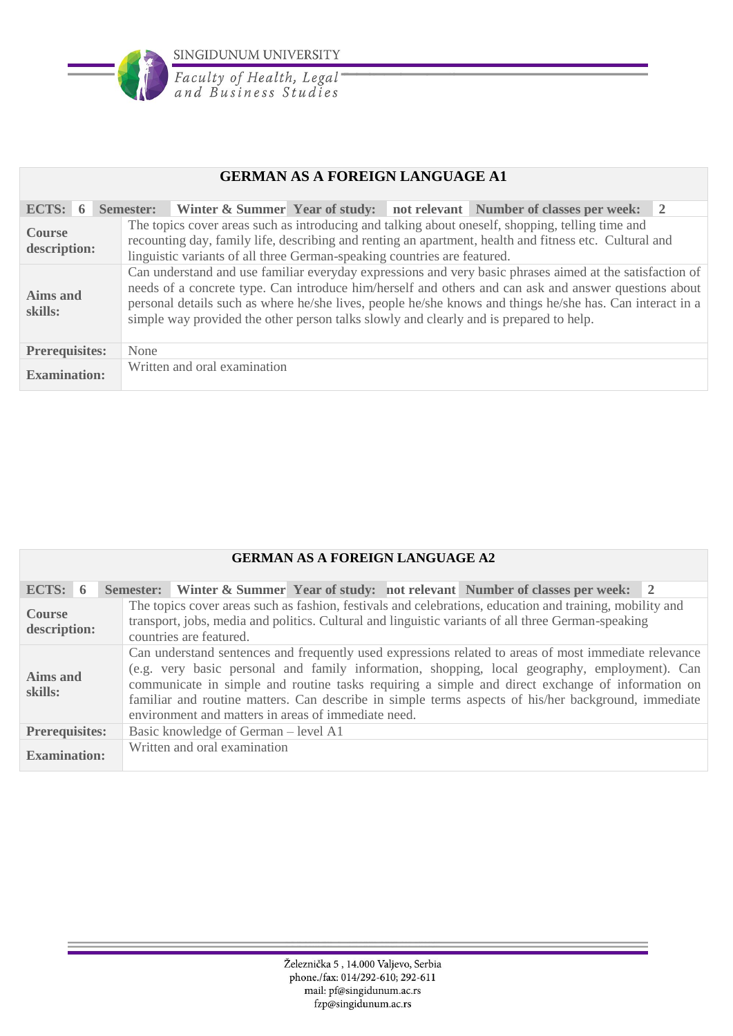| GERMAN AS A FOREIGN LANGUAGE A1 | | | | | | | |
|---|---|---|---|---|---|---|---|
| **ECTS:** | **6** | **Semester:** | **Winter & Summer** | **Year of study:** | **not relevant** | **Number of classes per week:** | **2** |
| **Course description:** | The topics cover areas such as introducing and talking about oneself, shopping, telling time and recounting day, family life, describing and renting an apartment, health and fitness etc. Cultural and linguistic variants of all three German-speaking countries are featured. | | | | | | |
| **Aims and skills:** | Can understand and use familiar everyday expressions and very basic phrases aimed at the satisfaction of needs of a concrete type. Can introduce him/herself and others and can ask and answer questions about personal details such as where he/she lives, people he/she knows and things he/she has. Can interact in a simple way provided the other person talks slowly and clearly and is prepared to help. | | | | | | |
| **Prerequisites:** | None | | | | | | |
| **Examination:** | Written and oral examination | | | | | | |

| GERMAN AS A FOREIGN LANGUAGE A2 | | | | | | | |
|---|---|---|---|---|---|---|---|
| **ECTS:** | **6** | **Semester:** | **Winter & Summer** | **Year of study:** | **not relevant** | **Number of classes per week:** | **2** |
| **Course description:** | The topics cover areas such as fashion, festivals and celebrations, education and training, mobility and transport, jobs, media and politics. Cultural and linguistic variants of all three German-speaking countries are featured. | | | | | | |
| **Aims and skills:** | Can understand sentences and frequently used expressions related to areas of most immediate relevance (e.g. very basic personal and family information, shopping, local geography, employment). Can communicate in simple and routine tasks requiring a simple and direct exchange of information on familiar and routine matters. Can describe in simple terms aspects of his/her background, immediate environment and matters in areas of immediate need. | | | | | | |
| **Prerequisites:** | Basic knowledge of German – level A1 | | | | | | |
| **Examination:** | Written and oral examination | | | | | | |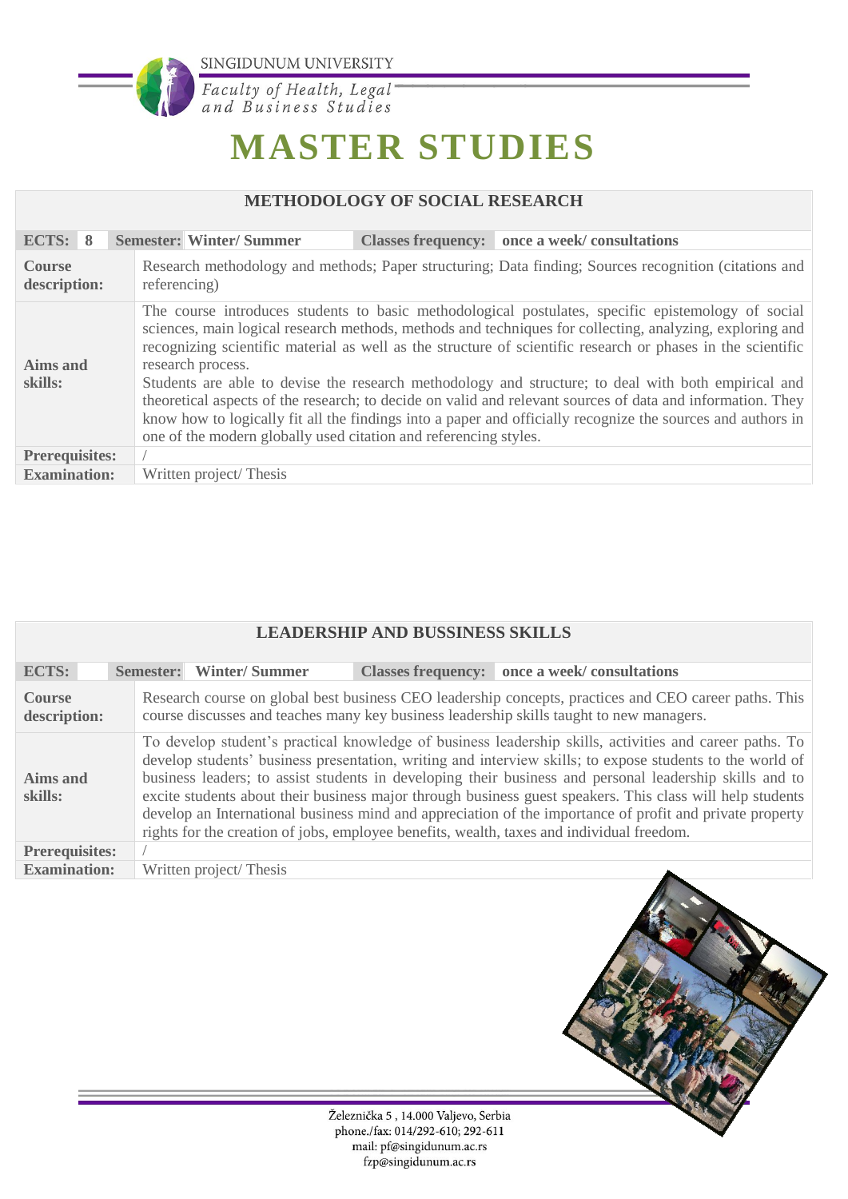# MASTER STUDIES

| METHODOLOGY OF SOCIAL RESEARCH | | | |
|---|---|---|---|
| **ECTS: 8** | **Semester: Winter/ Summer** | **Classes frequency:** | **once a week/ consultations** |
| **Course description:** | Research methodology and methods; Paper structuring; Data finding; Sources recognition (citations and referencing) | | |
| **Aims and skills:** | The course introduces students to basic methodological postulates, specific epistemology of social sciences, main logical research methods, methods and techniques for collecting, analyzing, exploring and recognizing scientific material as well as the structure of scientific research or phases in the scientific research process.<br>Students are able to devise the research methodology and structure; to deal with both empirical and theoretical aspects of the research; to decide on valid and relevant sources of data and information. They know how to logically fit all the findings into a paper and officially recognize the sources and authors in one of the modern globally used citation and referencing styles. | | |
| **Prerequisites:** | / | | |
| **Examination:** | Written project/ Thesis | | |

| LEADERSHIP AND BUSSINESS SKILLS | | | |
|---|---|---|---|
| **ECTS:** | **Semester: Winter/ Summer** | **Classes frequency:** | **once a week/ consultations** |
| **Course description:** | Research course on global best business CEO leadership concepts, practices and CEO career paths. This course discusses and teaches many key business leadership skills taught to new managers. | | |
| **Aims and skills:** | To develop student's practical knowledge of business leadership skills, activities and career paths. To develop students' business presentation, writing and interview skills; to expose students to the world of business leaders; to assist students in developing their business and personal leadership skills and to excite students about their business major through business guest speakers. This class will help students develop an International business mind and appreciation of the importance of profit and private property rights for the creation of jobs, employee benefits, wealth, taxes and individual freedom. | | |
| **Prerequisites:** | / | | |
| **Examination:** | Written project/ Thesis | | |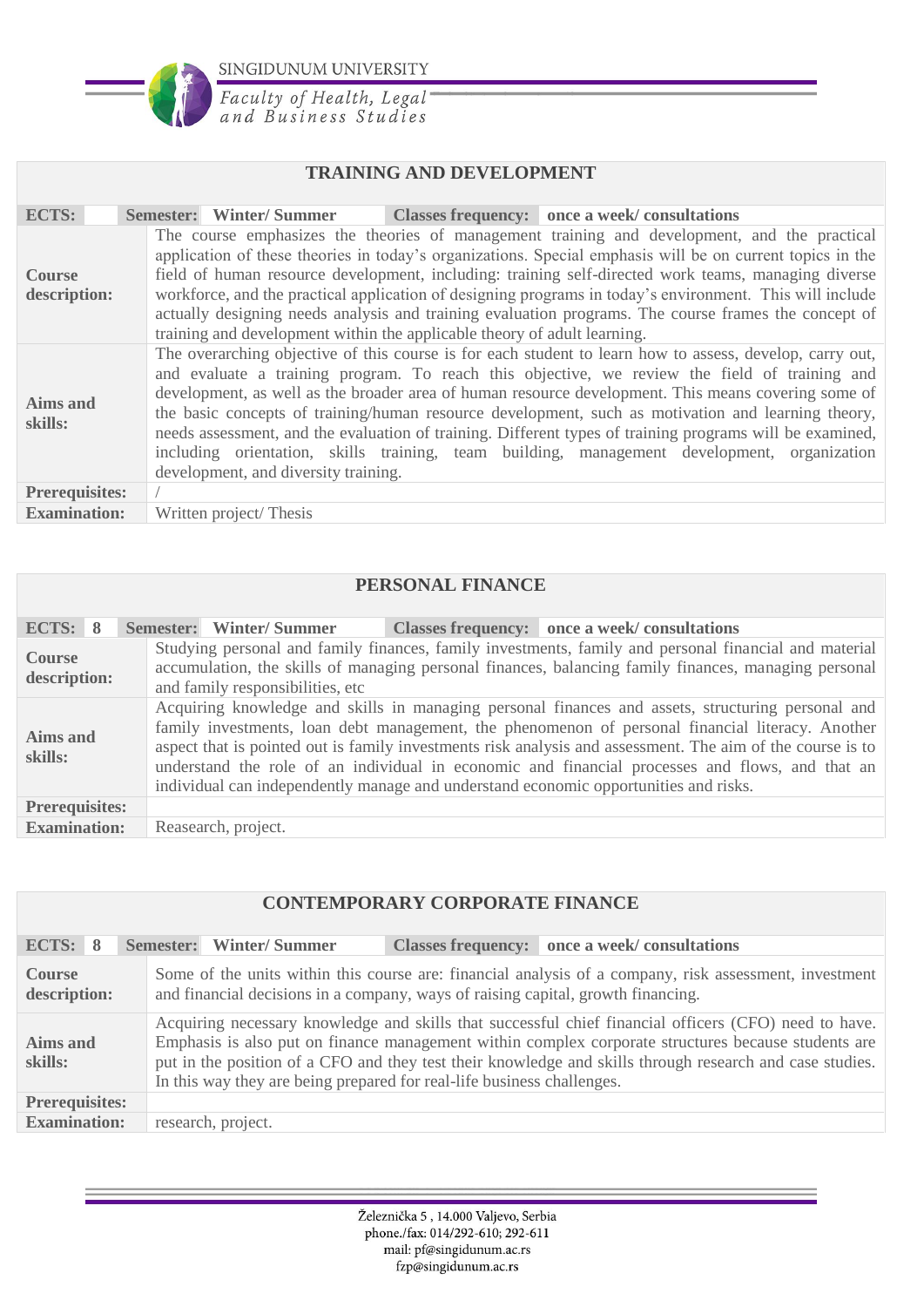| **TRAINING AND DEVELOPMENT** | | | | | |
|---|---|---|---|---|---|
| **ECTS:** | | **Semester:** | **Winter/ Summer** | **Classes frequency:** | **once a week/ consultations** |
| **Course description:** | The course emphasizes the theories of management training and development, and the practical application of these theories in today's organizations. Special emphasis will be on current topics in the field of human resource development, including: training self-directed work teams, managing diverse workforce, and the practical application of designing programs in today's environment. This will include actually designing needs analysis and training evaluation programs. The course frames the concept of training and development within the applicable theory of adult learning. | | | | |
| **Aims and skills:** | The overarching objective of this course is for each student to learn how to assess, develop, carry out, and evaluate a training program. To reach this objective, we review the field of training and development, as well as the broader area of human resource development. This means covering some of the basic concepts of training/human resource development, such as motivation and learning theory, needs assessment, and the evaluation of training. Different types of training programs will be examined, including orientation, skills training, team building, management development, organization development, and diversity training. | | | | |
| **Prerequisites:** | / | | | | |
| **Examination:** | Written project/ Thesis | | | | |

| **PERSONAL FINANCE** | | | | | |
|---|---|---|---|---|---|
| **ECTS:** | **8** | **Semester:** | **Winter/ Summer** | **Classes frequency:** | **once a week/ consultations** |
| **Course description:** | Studying personal and family finances, family investments, family and personal financial and material accumulation, the skills of managing personal finances, balancing family finances, managing personal and family responsibilities, etc | | | | |
| **Aims and skills:** | Acquiring knowledge and skills in managing personal finances and assets, structuring personal and family investments, loan debt management, the phenomenon of personal financial literacy. Another aspect that is pointed out is family investments risk analysis and assessment. The aim of the course is to understand the role of an individual in economic and financial processes and flows, and that an individual can independently manage and understand economic opportunities and risks. | | | | |
| **Prerequisites:** | | | | | |
| **Examination:** | Reasearch, project. | | | | |

| **CONTEMPORARY CORPORATE FINANCE** | | | | | |
|---|---|---|---|---|---|
| **ECTS:** | **8** | **Semester:** | **Winter/ Summer** | **Classes frequency:** | **once a week/ consultations** |
| **Course description:** | Some of the units within this course are: financial analysis of a company, risk assessment, investment and financial decisions in a company, ways of raising capital, growth financing. | | | | |
| **Aims and skills:** | Acquiring necessary knowledge and skills that successful chief financial officers (CFO) need to have. Emphasis is also put on finance management within complex corporate structures because students are put in the position of a CFO and they test their knowledge and skills through research and case studies. In this way they are being prepared for real-life business challenges. | | | | |
| **Prerequisites:** | | | | | |
| **Examination:** | research, project. | | | | |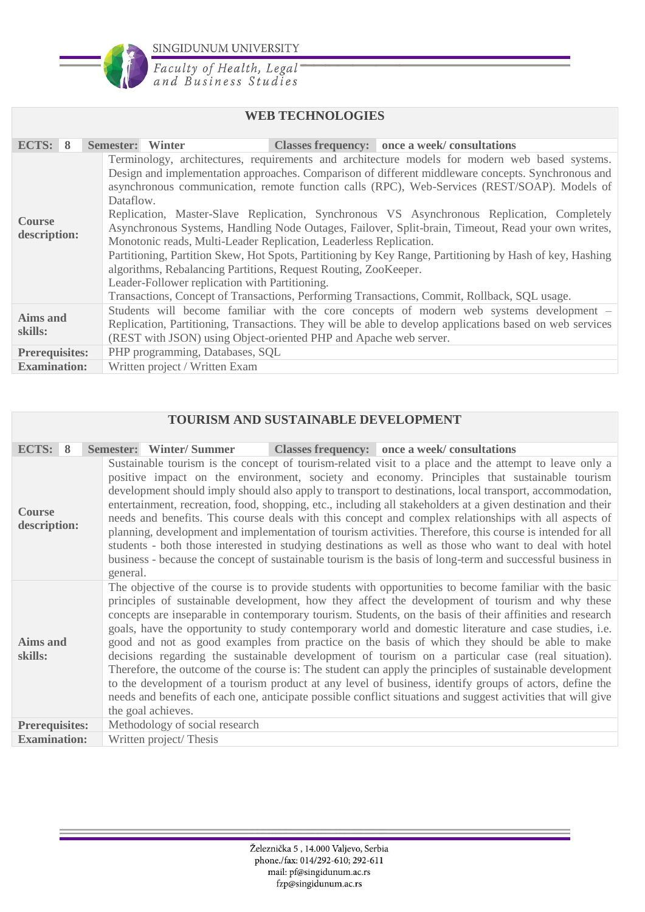| WEB TECHNOLOGIES | | | | | |
|---|---|---|---|---|---|
| **ECTS:** | **8** | **Semester:** | **Winter** | **Classes frequency:** | **once a week/ consultations** |
| **Course description:** | Terminology, architectures, requirements and architecture models for modern web based systems. Design and implementation approaches. Comparison of different middleware concepts. Synchronous and asynchronous communication, remote function calls (RPC), Web-Services (REST/SOAP). Models of Dataflow.<br>Replication, Master-Slave Replication, Synchronous VS Asynchronous Replication, Completely Asynchronous Systems, Handling Node Outages, Failover, Split-brain, Timeout, Read your own writes, Monotonic reads, Multi-Leader Replication, Leaderless Replication.<br>Partitioning, Partition Skew, Hot Spots, Partitioning by Key Range, Partitioning by Hash of key, Hashing algorithms, Rebalancing Partitions, Request Routing, ZooKeeper.<br>Leader-Follower replication with Partitioning.<br>Transactions, Concept of Transactions, Performing Transactions, Commit, Rollback, SQL usage. | | | | |
| **Aims and skills:** | Students will become familiar with the core concepts of modern web systems development – Replication, Partitioning, Transactions. They will be able to develop applications based on web services (REST with JSON) using Object-oriented PHP and Apache web server. | | | | |
| **Prerequisites:** | PHP programming, Databases, SQL | | | | |
| **Examination:** | Written project / Written Exam | | | | |

| TOURISM AND SUSTAINABLE DEVELOPMENT | | | | | |
|---|---|---|---|---|---|
| **ECTS:** | **8** | **Semester:** | **Winter/ Summer** | **Classes frequency:** | **once a week/ consultations** |
| **Course description:** | Sustainable tourism is the concept of tourism-related visit to a place and the attempt to leave only a positive impact on the environment, society and economy. Principles that sustainable tourism development should imply should also apply to transport to destinations, local transport, accommodation, entertainment, recreation, food, shopping, etc., including all stakeholders at a given destination and their needs and benefits. This course deals with this concept and complex relationships with all aspects of planning, development and implementation of tourism activities. Therefore, this course is intended for all students - both those interested in studying destinations as well as those who want to deal with hotel business - because the concept of sustainable tourism is the basis of long-term and successful business in general. | | | | |
| **Aims and skills:** | The objective of the course is to provide students with opportunities to become familiar with the basic principles of sustainable development, how they affect the development of tourism and why these concepts are inseparable in contemporary tourism. Students, on the basis of their affinities and research goals, have the opportunity to study contemporary world and domestic literature and case studies, i.e. good and not as good examples from practice on the basis of which they should be able to make decisions regarding the sustainable development of tourism on a particular case (real situation). Therefore, the outcome of the course is: The student can apply the principles of sustainable development to the development of a tourism product at any level of business, identify groups of actors, define the needs and benefits of each one, anticipate possible conflict situations and suggest activities that will give the goal achieves. | | | | |
| **Prerequisites:** | Methodology of social research | | | | |
| **Examination:** | Written project/ Thesis | | | | |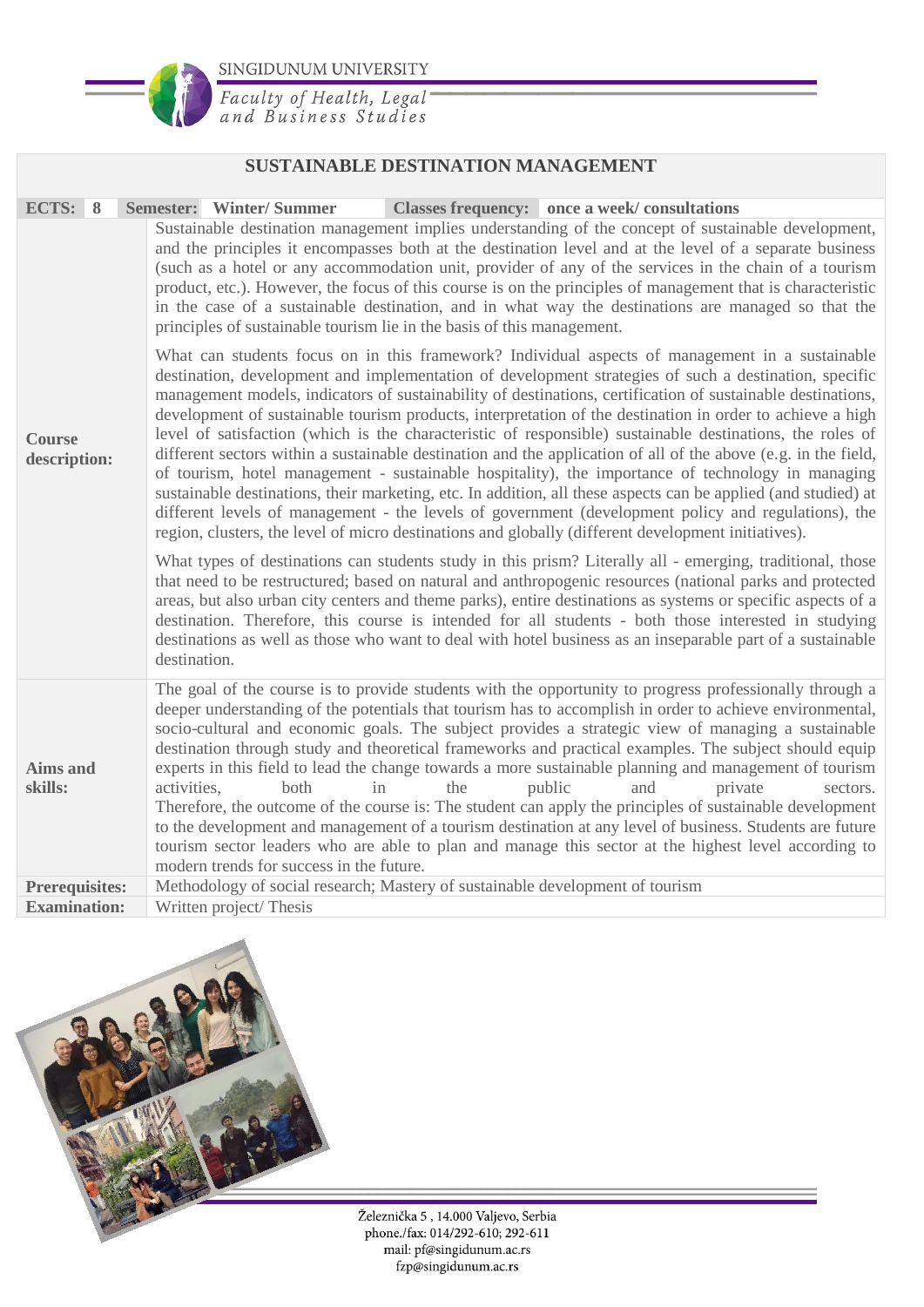# SUSTAINABLE DESTINATION MANAGEMENT

| | |
|---|---|
| **ECTS: 8** | **Semester: Winter/ Summer** **Classes frequency: once a week/ consultations** |
| **Course description:** | Sustainable destination management implies understanding of the concept of sustainable development, and the principles it encompasses both at the destination level and at the level of a separate business (such as a hotel or any accommodation unit, provider of any of the services in the chain of a tourism product, etc.). However, the focus of this course is on the principles of management that is characteristic in the case of a sustainable destination, and in what way the destinations are managed so that the principles of sustainable tourism lie in the basis of this management.<br><br>What can students focus on in this framework? Individual aspects of management in a sustainable destination, development and implementation of development strategies of such a destination, specific management models, indicators of sustainability of destinations, certification of sustainable destinations, development of sustainable tourism products, interpretation of the destination in order to achieve a high level of satisfaction (which is the characteristic of responsible) sustainable destinations, the roles of different sectors within a sustainable destination and the application of all of the above (e.g. in the field, of tourism, hotel management - sustainable hospitality), the importance of technology in managing sustainable destinations, their marketing, etc. In addition, all these aspects can be applied (and studied) at different levels of management - the levels of government (development policy and regulations), the region, clusters, the level of micro destinations and globally (different development initiatives).<br><br>What types of destinations can students study in this prism? Literally all - emerging, traditional, those that need to be restructured; based on natural and anthropogenic resources (national parks and protected areas, but also urban city centers and theme parks), entire destinations as systems or specific aspects of a destination. Therefore, this course is intended for all students - both those interested in studying destinations as well as those who want to deal with hotel business as an inseparable part of a sustainable destination. |
| **Aims and skills:** | The goal of the course is to provide students with the opportunity to progress professionally through a deeper understanding of the potentials that tourism has to accomplish in order to achieve environmental, socio-cultural and economic goals. The subject provides a strategic view of managing a sustainable destination through study and theoretical frameworks and practical examples. The subject should equip experts in this field to lead the change towards a more sustainable planning and management of tourism activities, both in the public and private sectors. Therefore, the outcome of the course is: The student can apply the principles of sustainable development to the development and management of a tourism destination at any level of business. Students are future tourism sector leaders who are able to plan and manage this sector at the highest level according to modern trends for success in the future. |
| **Prerequisites:** | Methodology of social research; Mastery of sustainable development of tourism |
| **Examination:** | Written project/ Thesis |